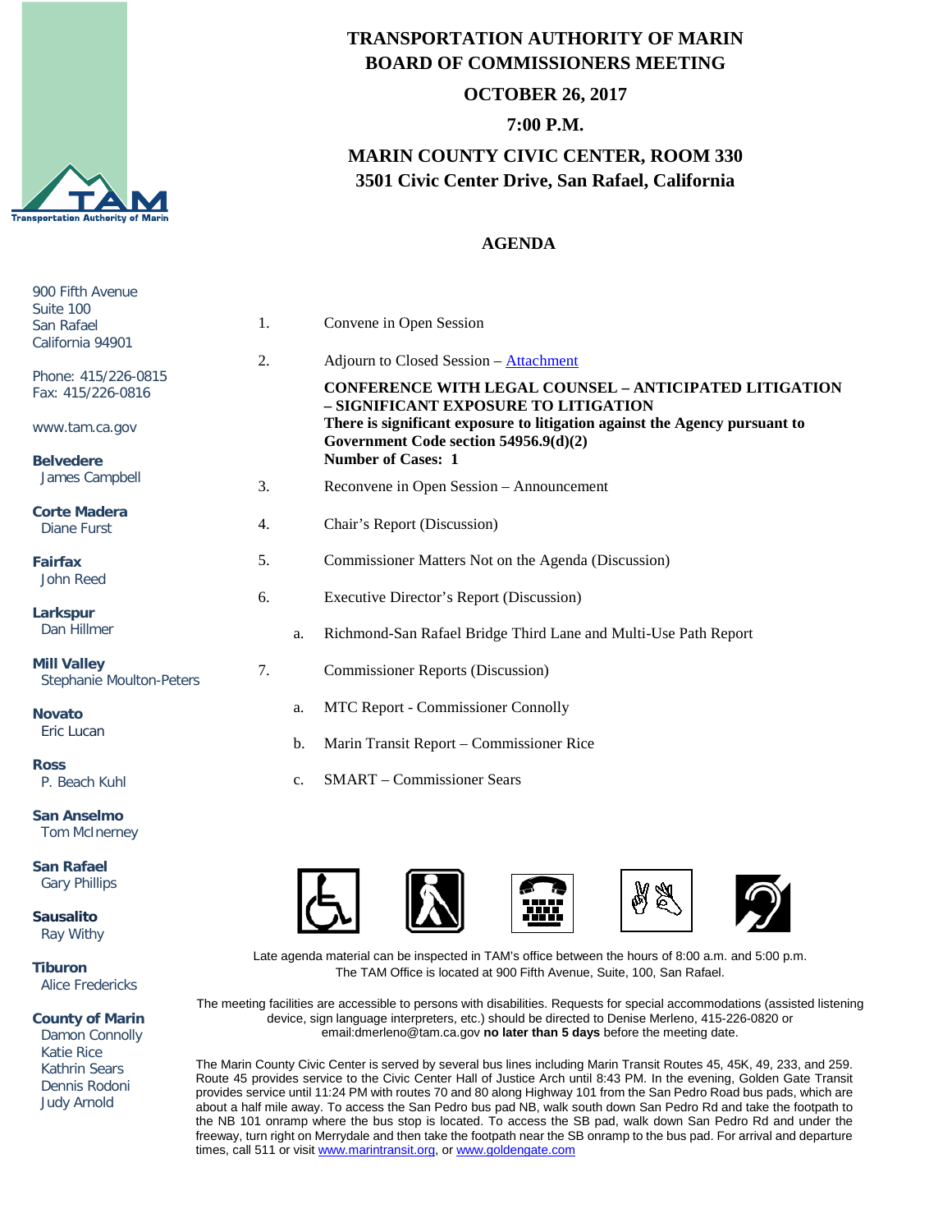# TRANSPORTATION AUTHORITY OF MARIN
# BOARD OF COMMISSIONERS MEETING

## OCTOBER 26, 2017

## 7:00 P.M.

## MARIN COUNTY CIVIC CENTER, ROOM 330
## 3501 Civic Center Drive, San Rafael, California

## AGENDA

900 Fifth Avenue
Suite 100
San Rafael
California 94901

Phone: 415/226-0815
Fax: 415/226-0816

www.tam.ca.gov

**Belvedere**
James Campbell

**Corte Madera**
Diane Furst

**Fairfax**
John Reed

**Larkspur**
Dan Hillmer

**Mill Valley**
Stephanie Moulton-Peters

**Novato**
Eric Lucan

**Ross**
P. Beach Kuhl

**San Anselmo**
Tom McInerney

**San Rafael**
Gary Phillips

**Sausalito**
Ray Withy

**Tiburon**
Alice Fredericks

**County of Marin**
Damon Connolly
Katie Rice
Kathrin Sears
Dennis Rodoni
Judy Arnold

1. Convene in Open Session

2. Adjourn to Closed Session – Attachment

   **CONFERENCE WITH LEGAL COUNSEL – ANTICIPATED LITIGATION – SIGNIFICANT EXPOSURE TO LITIGATION**
   **There is significant exposure to litigation against the Agency pursuant to Government Code section 54956.9(d)(2)**
   **Number of Cases: 1**

3. Reconvene in Open Session – Announcement

4. Chair's Report (Discussion)

5. Commissioner Matters Not on the Agenda (Discussion)

6. Executive Director's Report (Discussion)

   a. Richmond-San Rafael Bridge Third Lane and Multi-Use Path Report

7. Commissioner Reports (Discussion)

   a. MTC Report - Commissioner Connolly

   b. Marin Transit Report – Commissioner Rice

   c. SMART – Commissioner Sears

Late agenda material can be inspected in TAM's office between the hours of 8:00 a.m. and 5:00 p.m. The TAM Office is located at 900 Fifth Avenue, Suite, 100, San Rafael.

The meeting facilities are accessible to persons with disabilities. Requests for special accommodations (assisted listening device, sign language interpreters, etc.) should be directed to Denise Merleno, 415-226-0820 or email:dmerleno@tam.ca.gov **no later than 5 days** before the meeting date.

The Marin County Civic Center is served by several bus lines including Marin Transit Routes 45, 45K, 49, 233, and 259. Route 45 provides service to the Civic Center Hall of Justice Arch until 8:43 PM. In the evening, Golden Gate Transit provides service until 11:24 PM with routes 70 and 80 along Highway 101 from the San Pedro Road bus pads, which are about a half mile away. To access the San Pedro bus pad NB, walk south down San Pedro Rd and take the footpath to the NB 101 onramp where the bus stop is located. To access the SB pad, walk down San Pedro Rd and under the freeway, turn right on Merrydale and then take the footpath near the SB onramp to the bus pad. For arrival and departure times, call 511 or visit www.marintransit.org, or www.goldengate.com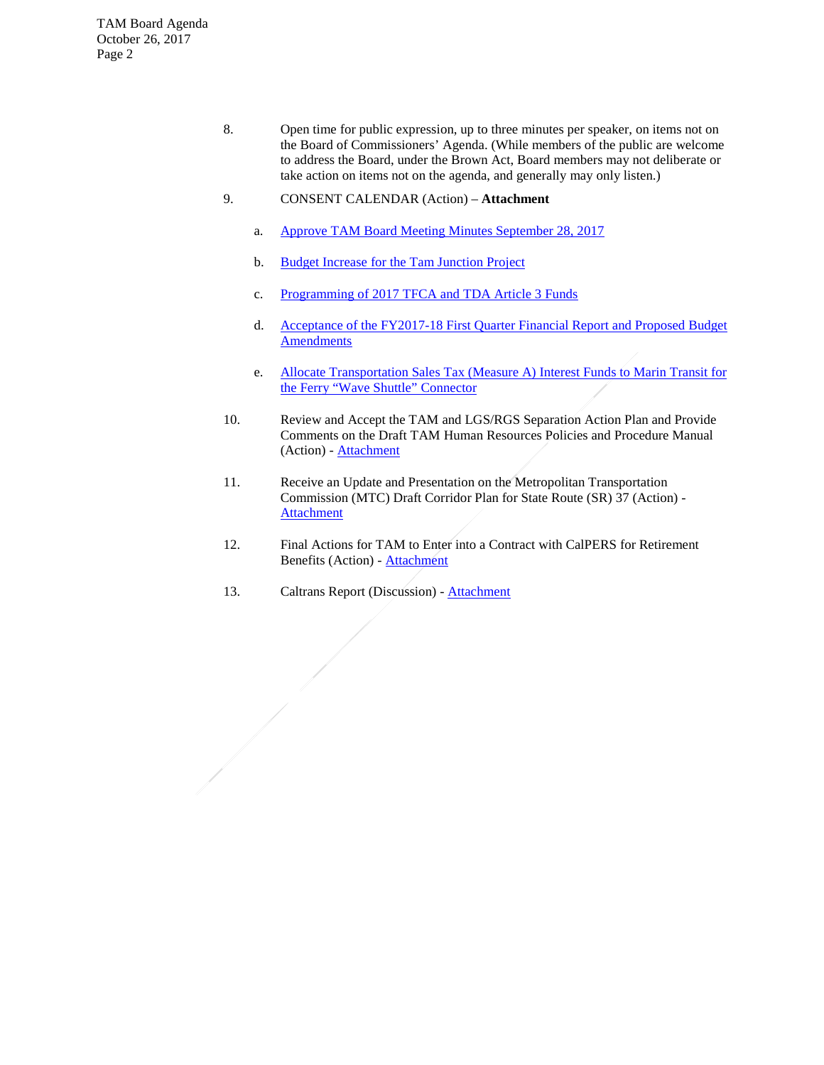8. Open time for public expression, up to three minutes per speaker, on items not on the Board of Commissioners' Agenda. (While members of the public are welcome to address the Board, under the Brown Act, Board members may not deliberate or take action on items not on the agenda, and generally may only listen.)

9. CONSENT CALENDAR (Action) – **Attachment**

   a. Approve TAM Board Meeting Minutes September 28, 2017

   b. Budget Increase for the Tam Junction Project

   c. Programming of 2017 TFCA and TDA Article 3 Funds

   d. Acceptance of the FY2017-18 First Quarter Financial Report and Proposed Budget Amendments

   e. Allocate Transportation Sales Tax (Measure A) Interest Funds to Marin Transit for the Ferry "Wave Shuttle" Connector

10. Review and Accept the TAM and LGS/RGS Separation Action Plan and Provide Comments on the Draft TAM Human Resources Policies and Procedure Manual (Action) - Attachment

11. Receive an Update and Presentation on the Metropolitan Transportation Commission (MTC) Draft Corridor Plan for State Route (SR) 37 (Action) - Attachment

12. Final Actions for TAM to Enter into a Contract with CalPERS for Retirement Benefits (Action) - Attachment

13. Caltrans Report (Discussion) - Attachment